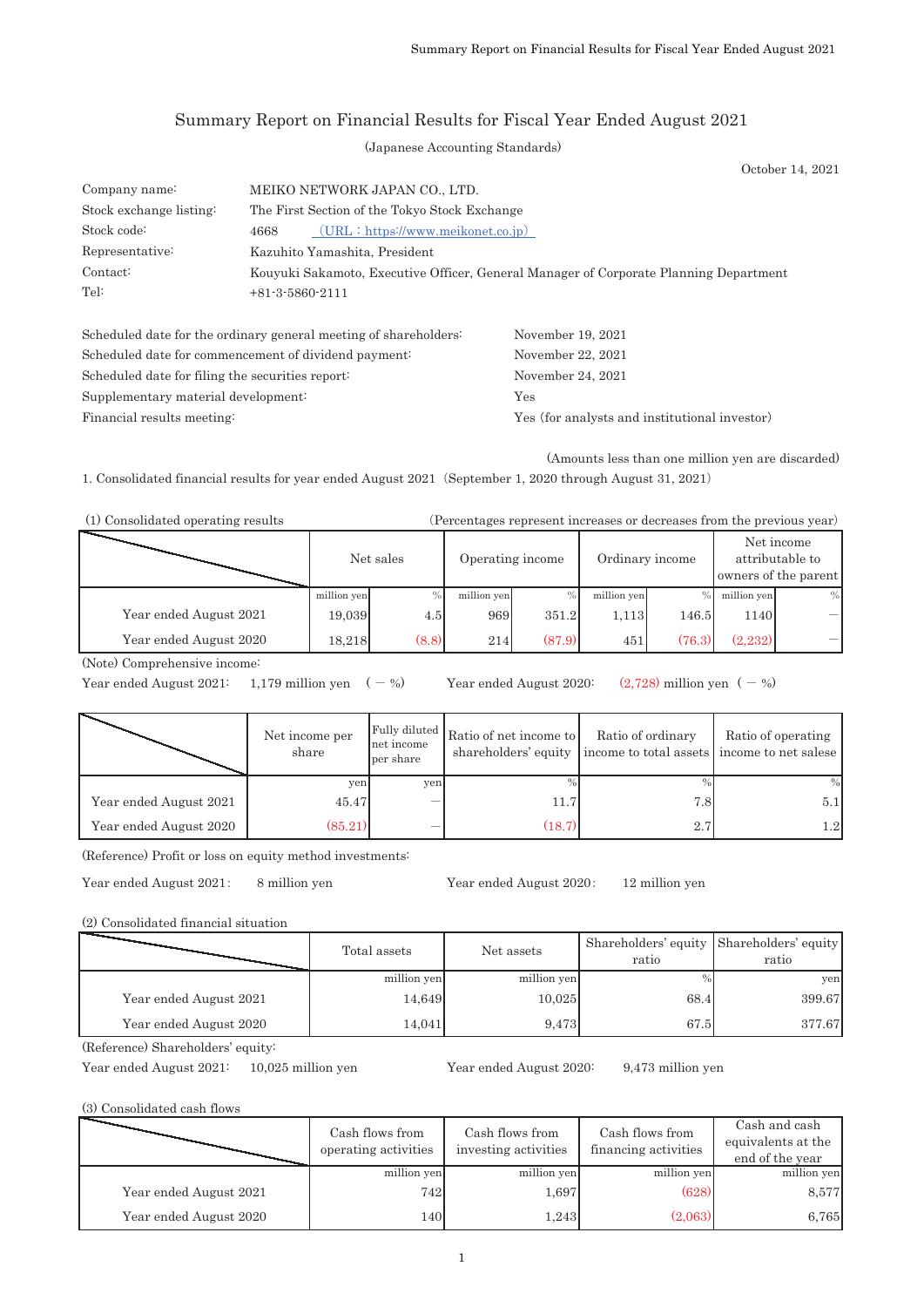# Summary Report on Financial Results for Fiscal Year Ended August 2021

(Japanese Accounting Standards)

October 14, 2021

| | |
|---|---|
| Company name: | MEIKO NETWORK JAPAN CO., LTD. |
| Stock exchange listing: | The First Section of the Tokyo Stock Exchange |
| Stock code: | 4668 (URL : https://www.meikonet.co.jp) |
| Representative: | Kazuhito Yamashita, President |
| Contact: | Kouyuki Sakamoto, Executive Officer, General Manager of Corporate Planning Department |
| Tel: | +81-3-5860-2111 |

| | |
|---|---|
| Scheduled date for the ordinary general meeting of shareholders: | November 19, 2021 |
| Scheduled date for commencement of dividend payment: | November 22, 2021 |
| Scheduled date for filing the securities report: | November 24, 2021 |
| Supplementary material development: | Yes |
| Financial results meeting: | Yes (for analysts and institutional investor) |

(Amounts less than one million yen are discarded)

1. Consolidated financial results for year ended August 2021 (September 1, 2020 through August 31, 2021)

(1) Consolidated operating results (Percentages represent increases or decreases from the previous year)

| | Net sales | | Operating income | | Ordinary income | | Net income attributable to owners of the parent | |
|---|---|---|---|---|---|---|---|---|
| | million yen | % | million yen | % | million yen | % | million yen | % |
| Year ended August 2021 | 19,039 | 4.5 | 969 | 351.2 | 1,113 | 146.5 | 1140 | — |
| Year ended August 2020 | 18,218 | (8.8) | 214 | (87.9) | 451 | (76.3) | (2,232) | — |

(Note) Comprehensive income:

Year ended August 2021: 1,179 million yen ( — %) Year ended August 2020: (2,728) million yen ( — %)

| | Net income per share | Fully diluted net income per share | Ratio of net income to shareholders' equity | Ratio of ordinary income to total assets | Ratio of operating income to net salese |
|---|---|---|---|---|---|
| | yen | yen | % | % | % |
| Year ended August 2021 | 45.47 | — | 11.7 | 7.8 | 5.1 |
| Year ended August 2020 | (85.21) | — | (18.7) | 2.7 | 1.2 |

(Reference) Profit or loss on equity method investments:

Year ended August 2021: 8 million yen Year ended August 2020: 12 million yen

(2) Consolidated financial situation

| | Total assets | Net assets | Shareholders' equity ratio | Shareholders' equity ratio |
|---|---|---|---|---|
| | million yen | million yen | % | yen |
| Year ended August 2021 | 14,649 | 10,025 | 68.4 | 399.67 |
| Year ended August 2020 | 14,041 | 9,473 | 67.5 | 377.67 |

(Reference) Shareholders' equity:

Year ended August 2021: 10,025 million yen Year ended August 2020: 9,473 million yen

(3) Consolidated cash flows

| | Cash flows from operating activities | Cash flows from investing activities | Cash flows from financing activities | Cash and cash equivalents at the end of the year |
|---|---|---|---|---|
| | million yen | million yen | million yen | million yen |
| Year ended August 2021 | 742 | 1,697 | (628) | 8,577 |
| Year ended August 2020 | 140 | 1,243 | (2,063) | 6,765 |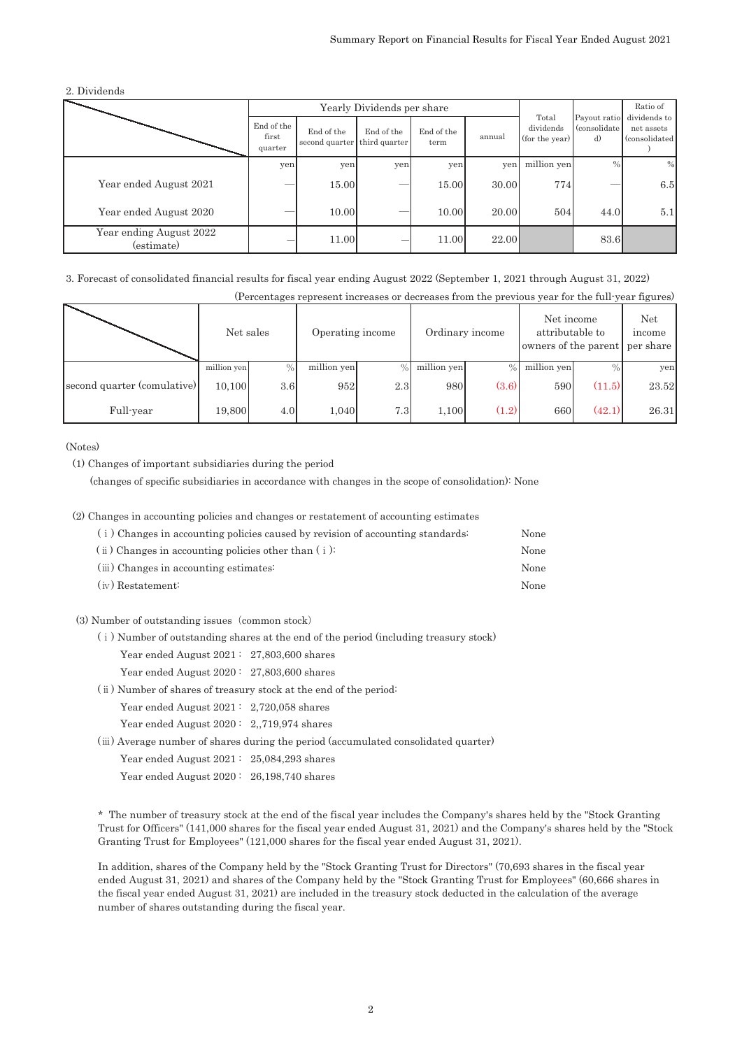2. Dividends

| | Yearly Dividends per share | | | | | Total dividends (for the year) | Payout ratio (consolidated) | Ratio of dividends to net assets (consolidated) |
|---|---|---|---|---|---|---|---|---|
| | End of the first quarter | End of the second quarter | End of the third quarter | End of the term | annual | | | |
| | yen | yen | yen | yen | yen | million yen | % | % |
| Year ended August 2021 | — | 15.00 | — | 15.00 | 30.00 | 774 | — | 6.5 |
| Year ended August 2020 | — | 10.00 | — | 10.00 | 20.00 | 504 | 44.0 | 5.1 |
| Year ending August 2022 (estimate) | — | 11.00 | — | 11.00 | 22.00 | | 83.6 | |

3. Forecast of consolidated financial results for fiscal year ending August 2022 (September 1, 2021 through August 31, 2022)

(Percentages represent increases or decreases from the previous year for the full-year figures)

| | Net sales | | Operating income | | Ordinary income | | Net income attributable to owners of the parent | | Net income per share |
|---|---|---|---|---|---|---|---|---|---|
| | million yen | % | million yen | % | million yen | % | million yen | % | yen |
| second quarter (comulative) | 10,100 | 3.6 | 952 | 2.3 | 980 | (3.6) | 590 | (11.5) | 23.52 |
| Full-year | 19,800 | 4.0 | 1,040 | 7.3 | 1,100 | (1.2) | 660 | (42.1) | 26.31 |

(Notes)

(1) Changes of important subsidiaries during the period
(changes of specific subsidiaries in accordance with changes in the scope of consolidation): None

(2) Changes in accounting policies and changes or restatement of accounting estimates

(ⅰ) Changes in accounting policies caused by revision of accounting standards: None
(ⅱ) Changes in accounting policies other than (ⅰ): None
(ⅲ) Changes in accounting estimates: None
(ⅳ) Restatement: None

(3) Number of outstanding issues（common stock）

(ⅰ) Number of outstanding shares at the end of the period (including treasury stock)
Year ended August 2021： 27,803,600 shares
Year ended August 2020： 27,803,600 shares

(ⅱ) Number of shares of treasury stock at the end of the period:
Year ended August 2021： 2,720,058 shares
Year ended August 2020： 2,,719,974 shares

(ⅲ) Average number of shares during the period (accumulated consolidated quarter)
Year ended August 2021： 25,084,293 shares
Year ended August 2020： 26,198,740 shares

\* The number of treasury stock at the end of the fiscal year includes the Company's shares held by the "Stock Granting Trust for Officers" (141,000 shares for the fiscal year ended August 31, 2021) and the Company's shares held by the "Stock Granting Trust for Employees" (121,000 shares for the fiscal year ended August 31, 2021).

In addition, shares of the Company held by the "Stock Granting Trust for Directors" (70,693 shares in the fiscal year ended August 31, 2021) and shares of the Company held by the "Stock Granting Trust for Employees" (60,666 shares in the fiscal year ended August 31, 2021) are included in the treasury stock deducted in the calculation of the average number of shares outstanding during the fiscal year.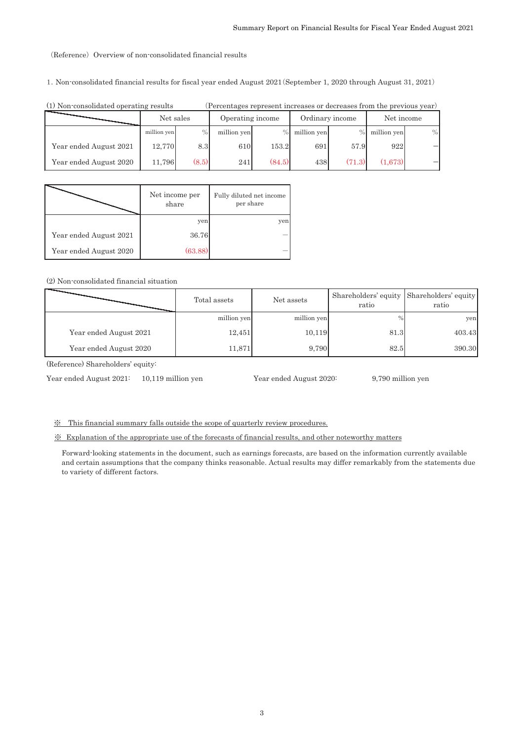(Reference) Overview of non-consolidated financial results

1. Non-consolidated financial results for fiscal year ended August 2021 (September 1, 2020 through August 31, 2021)

(1) Non-consolidated operating results (Percentages represent increases or decreases from the previous year)

| | Net sales | | Operating income | | Ordinary income | | Net income | |
|---|---|---|---|---|---|---|---|---|
| | million yen | % | million yen | % | million yen | % | million yen | % |
| Year ended August 2021 | 12,770 | 8.3 | 610 | 153.2 | 691 | 57.9 | 922 | – |
| Year ended August 2020 | 11,796 | (8.5) | 241 | (84.5) | 438 | (71.3) | (1,673) | – |

| | Net income per share | Fully diluted net income per share |
|---|---|---|
| | yen | yen |
| Year ended August 2021 | 36.76 | – |
| Year ended August 2020 | (63.88) | – |

(2) Non-consolidated financial situation

| | Total assets | Net assets | Shareholders' equity ratio | Shareholders' equity ratio |
|---|---|---|---|---|
| | million yen | million yen | % | yen |
| Year ended August 2021 | 12,451 | 10,119 | 81.3 | 403.43 |
| Year ended August 2020 | 11,871 | 9,790 | 82.5 | 390.30 |

(Reference) Shareholders' equity:

Year ended August 2021: 10,119 million yen Year ended August 2020: 9,790 million yen

※ This financial summary falls outside the scope of quarterly review procedures.

※ Explanation of the appropriate use of the forecasts of financial results, and other noteworthy matters

Forward-looking statements in the document, such as earnings forecasts, are based on the information currently available and certain assumptions that the company thinks reasonable. Actual results may differ remarkably from the statements due to variety of different factors.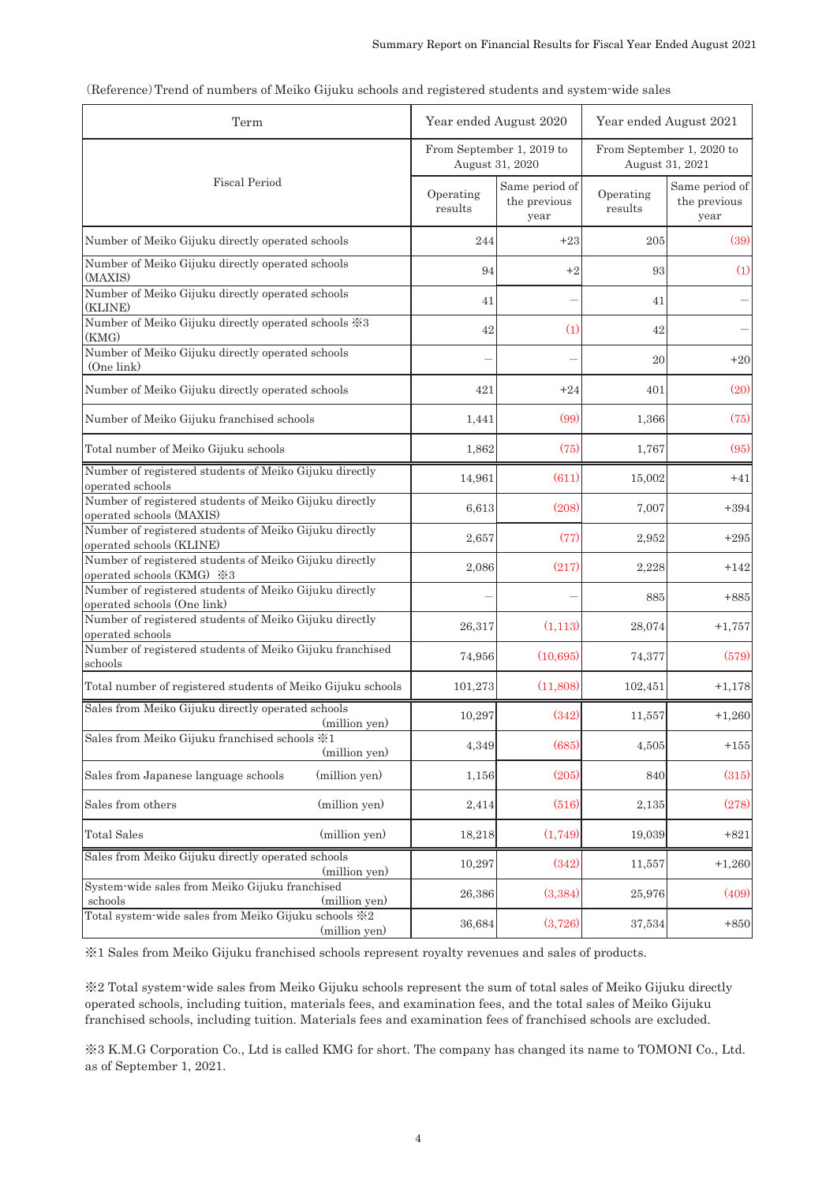(Reference) Trend of numbers of Meiko Gijuku schools and registered students and system-wide sales

| Term | Year ended August 2020 | | Year ended August 2021 | |
|---|---|---|---|---|
| Fiscal Period | From September 1, 2019 to August 31, 2020 | | From September 1, 2020 to August 31, 2021 | |
| | Operating results | Same period of the previous year | Operating results | Same period of the previous year |
| Number of Meiko Gijuku directly operated schools | 244 | +23 | 205 | (39) |
| Number of Meiko Gijuku directly operated schools (MAXIS) | 94 | +2 | 93 | (1) |
| Number of Meiko Gijuku directly operated schools (KLINE) | 41 | — | 41 | — |
| Number of Meiko Gijuku directly operated schools ※3 (KMG) | 42 | (1) | 42 | — |
| Number of Meiko Gijuku directly operated schools (One link) | — | — | 20 | +20 |
| Number of Meiko Gijuku directly operated schools | 421 | +24 | 401 | (20) |
| Number of Meiko Gijuku franchised schools | 1,441 | (99) | 1,366 | (75) |
| Total number of Meiko Gijuku schools | 1,862 | (75) | 1,767 | (95) |
| Number of registered students of Meiko Gijuku directly operated schools | 14,961 | (611) | 15,002 | +41 |
| Number of registered students of Meiko Gijuku directly operated schools (MAXIS) | 6,613 | (208) | 7,007 | +394 |
| Number of registered students of Meiko Gijuku directly operated schools (KLINE) | 2,657 | (77) | 2,952 | +295 |
| Number of registered students of Meiko Gijuku directly operated schools (KMG) ※3 | 2,086 | (217) | 2,228 | +142 |
| Number of registered students of Meiko Gijuku directly operated schools (One link) | — | — | 885 | +885 |
| Number of registered students of Meiko Gijuku directly operated schools | 26,317 | (1,113) | 28,074 | +1,757 |
| Number of registered students of Meiko Gijuku franchised schools | 74,956 | (10,695) | 74,377 | (579) |
| Total number of registered students of Meiko Gijuku schools | 101,273 | (11,808) | 102,451 | +1,178 |
| Sales from Meiko Gijuku directly operated schools (million yen) | 10,297 | (342) | 11,557 | +1,260 |
| Sales from Meiko Gijuku franchised schools ※1 (million yen) | 4,349 | (685) | 4,505 | +155 |
| Sales from Japanese language schools (million yen) | 1,156 | (205) | 840 | (315) |
| Sales from others (million yen) | 2,414 | (516) | 2,135 | (278) |
| Total Sales (million yen) | 18,218 | (1,749) | 19,039 | +821 |
| Sales from Meiko Gijuku directly operated schools (million yen) | 10,297 | (342) | 11,557 | +1,260 |
| System-wide sales from Meiko Gijuku franchised schools (million yen) | 26,386 | (3,384) | 25,976 | (409) |
| Total system-wide sales from Meiko Gijuku schools ※2 (million yen) | 36,684 | (3,726) | 37,534 | +850 |

※1 Sales from Meiko Gijuku franchised schools represent royalty revenues and sales of products.

※2 Total system-wide sales from Meiko Gijuku schools represent the sum of total sales of Meiko Gijuku directly operated schools, including tuition, materials fees, and examination fees, and the total sales of Meiko Gijuku franchised schools, including tuition. Materials fees and examination fees of franchised schools are excluded.

※3 K.M.G Corporation Co., Ltd is called KMG for short. The company has changed its name to TOMONI Co., Ltd. as of September 1, 2021.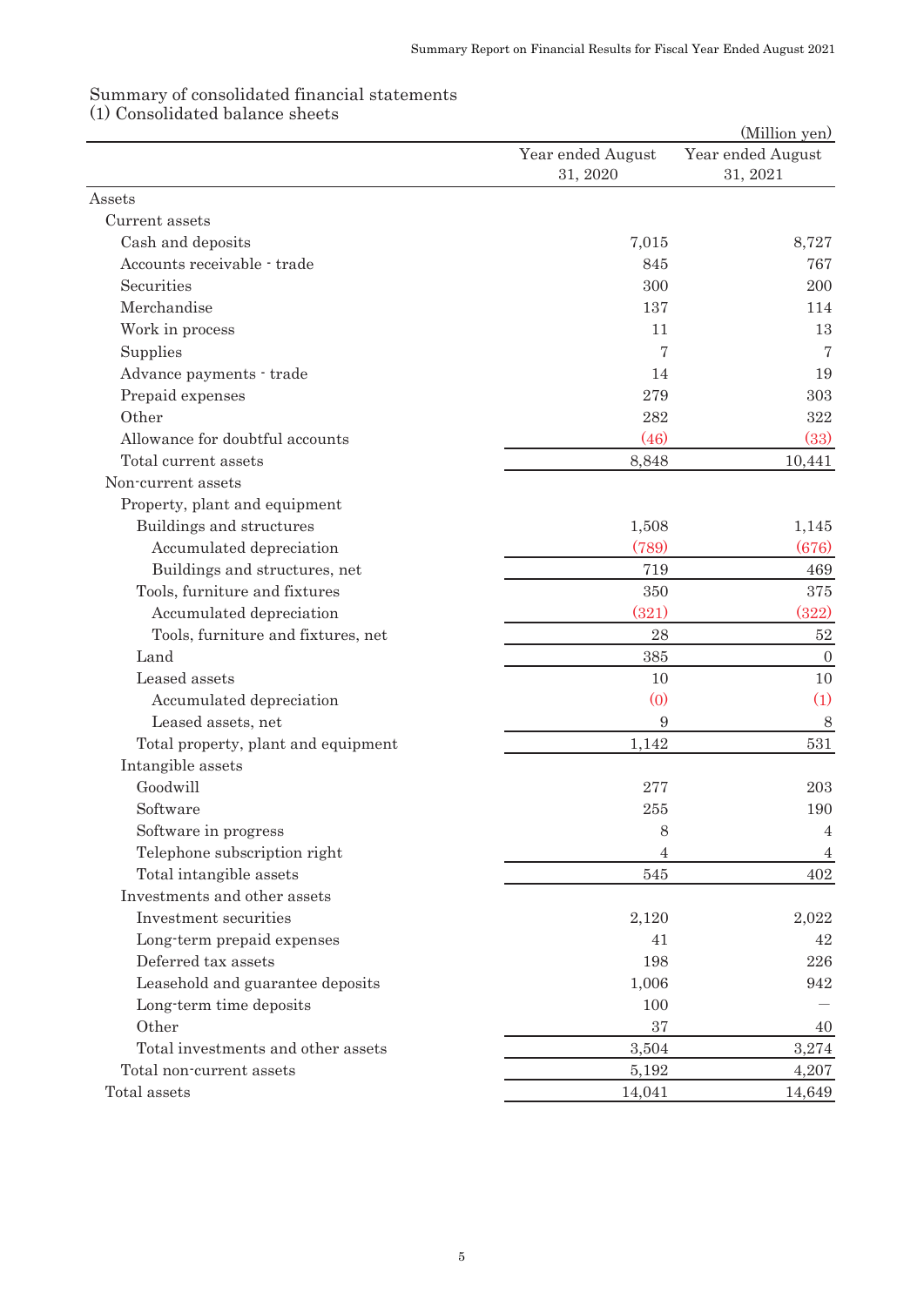## Summary of consolidated financial statements

### (1) Consolidated balance sheets

(Million yen)

| | Year ended August 31, 2020 | Year ended August 31, 2021 |
|---|---|---|
| Assets | | |
| Current assets | | |
| Cash and deposits | 7,015 | 8,727 |
| Accounts receivable - trade | 845 | 767 |
| Securities | 300 | 200 |
| Merchandise | 137 | 114 |
| Work in process | 11 | 13 |
| Supplies | 7 | 7 |
| Advance payments - trade | 14 | 19 |
| Prepaid expenses | 279 | 303 |
| Other | 282 | 322 |
| Allowance for doubtful accounts | (46) | (33) |
| Total current assets | 8,848 | 10,441 |
| Non-current assets | | |
| Property, plant and equipment | | |
| Buildings and structures | 1,508 | 1,145 |
| Accumulated depreciation | (789) | (676) |
| Buildings and structures, net | 719 | 469 |
| Tools, furniture and fixtures | 350 | 375 |
| Accumulated depreciation | (321) | (322) |
| Tools, furniture and fixtures, net | 28 | 52 |
| Land | 385 | 0 |
| Leased assets | 10 | 10 |
| Accumulated depreciation | (0) | (1) |
| Leased assets, net | 9 | 8 |
| Total property, plant and equipment | 1,142 | 531 |
| Intangible assets | | |
| Goodwill | 277 | 203 |
| Software | 255 | 190 |
| Software in progress | 8 | 4 |
| Telephone subscription right | 4 | 4 |
| Total intangible assets | 545 | 402 |
| Investments and other assets | | |
| Investment securities | 2,120 | 2,022 |
| Long-term prepaid expenses | 41 | 42 |
| Deferred tax assets | 198 | 226 |
| Leasehold and guarantee deposits | 1,006 | 942 |
| Long-term time deposits | 100 | — |
| Other | 37 | 40 |
| Total investments and other assets | 3,504 | 3,274 |
| Total non-current assets | 5,192 | 4,207 |
| Total assets | 14,041 | 14,649 |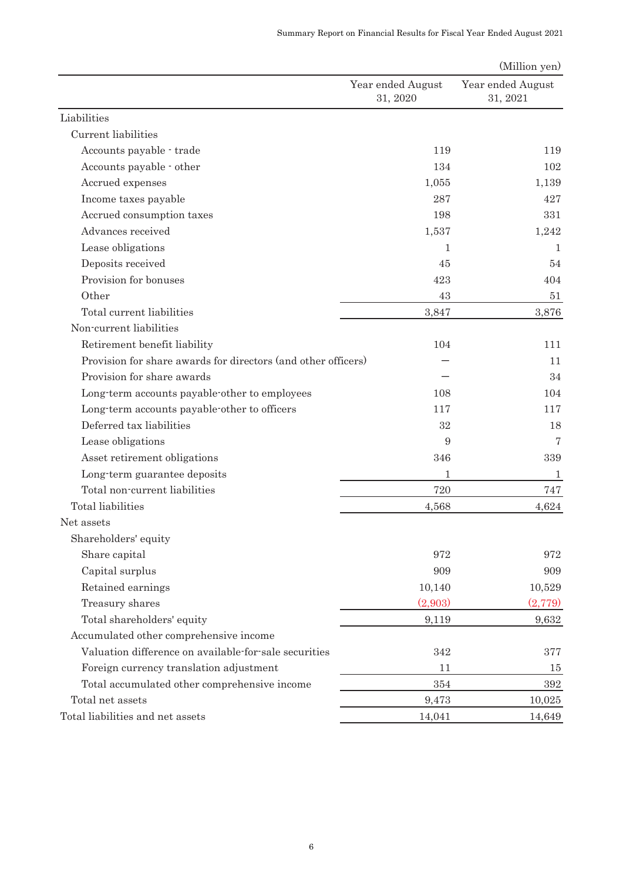(Million yen)

| | Year ended August 31, 2020 | Year ended August 31, 2021 |
|---|---|---|
| Liabilities | | |
| Current liabilities | | |
| Accounts payable - trade | 119 | 119 |
| Accounts payable - other | 134 | 102 |
| Accrued expenses | 1,055 | 1,139 |
| Income taxes payable | 287 | 427 |
| Accrued consumption taxes | 198 | 331 |
| Advances received | 1,537 | 1,242 |
| Lease obligations | 1 | 1 |
| Deposits received | 45 | 54 |
| Provision for bonuses | 423 | 404 |
| Other | 43 | 51 |
| Total current liabilities | 3,847 | 3,876 |
| Non-current liabilities | | |
| Retirement benefit liability | 104 | 111 |
| Provision for share awards for directors (and other officers) | — | 11 |
| Provision for share awards | — | 34 |
| Long-term accounts payable-other to employees | 108 | 104 |
| Long-term accounts payable-other to officers | 117 | 117 |
| Deferred tax liabilities | 32 | 18 |
| Lease obligations | 9 | 7 |
| Asset retirement obligations | 346 | 339 |
| Long-term guarantee deposits | 1 | 1 |
| Total non-current liabilities | 720 | 747 |
| Total liabilities | 4,568 | 4,624 |
| Net assets | | |
| Shareholders' equity | | |
| Share capital | 972 | 972 |
| Capital surplus | 909 | 909 |
| Retained earnings | 10,140 | 10,529 |
| Treasury shares | (2,903) | (2,779) |
| Total shareholders' equity | 9,119 | 9,632 |
| Accumulated other comprehensive income | | |
| Valuation difference on available-for-sale securities | 342 | 377 |
| Foreign currency translation adjustment | 11 | 15 |
| Total accumulated other comprehensive income | 354 | 392 |
| Total net assets | 9,473 | 10,025 |
| Total liabilities and net assets | 14,041 | 14,649 |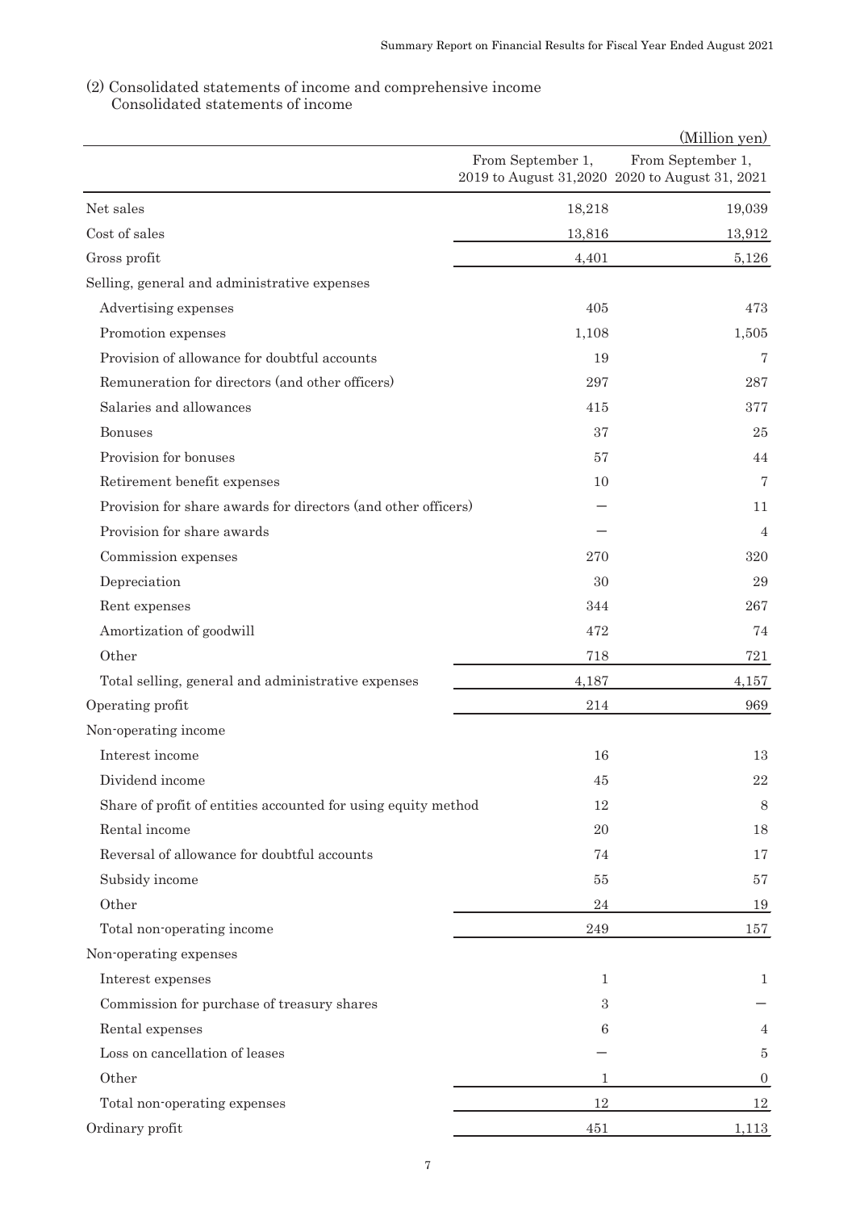(2) Consolidated statements of income and comprehensive income
Consolidated statements of income

(Million yen)

| | From September 1, 2019 to August 31,2020 | From September 1, 2020 to August 31, 2021 |
|---|---|---|
| Net sales | 18,218 | 19,039 |
| Cost of sales | 13,816 | 13,912 |
| Gross profit | 4,401 | 5,126 |
| Selling, general and administrative expenses | | |
| Advertising expenses | 405 | 473 |
| Promotion expenses | 1,108 | 1,505 |
| Provision of allowance for doubtful accounts | 19 | 7 |
| Remuneration for directors (and other officers) | 297 | 287 |
| Salaries and allowances | 415 | 377 |
| Bonuses | 37 | 25 |
| Provision for bonuses | 57 | 44 |
| Retirement benefit expenses | 10 | 7 |
| Provision for share awards for directors (and other officers) | − | 11 |
| Provision for share awards | − | 4 |
| Commission expenses | 270 | 320 |
| Depreciation | 30 | 29 |
| Rent expenses | 344 | 267 |
| Amortization of goodwill | 472 | 74 |
| Other | 718 | 721 |
| Total selling, general and administrative expenses | 4,187 | 4,157 |
| Operating profit | 214 | 969 |
| Non-operating income | | |
| Interest income | 16 | 13 |
| Dividend income | 45 | 22 |
| Share of profit of entities accounted for using equity method | 12 | 8 |
| Rental income | 20 | 18 |
| Reversal of allowance for doubtful accounts | 74 | 17 |
| Subsidy income | 55 | 57 |
| Other | 24 | 19 |
| Total non-operating income | 249 | 157 |
| Non-operating expenses | | |
| Interest expenses | 1 | 1 |
| Commission for purchase of treasury shares | 3 | − |
| Rental expenses | 6 | 4 |
| Loss on cancellation of leases | − | 5 |
| Other | 1 | 0 |
| Total non-operating expenses | 12 | 12 |
| Ordinary profit | 451 | 1,113 |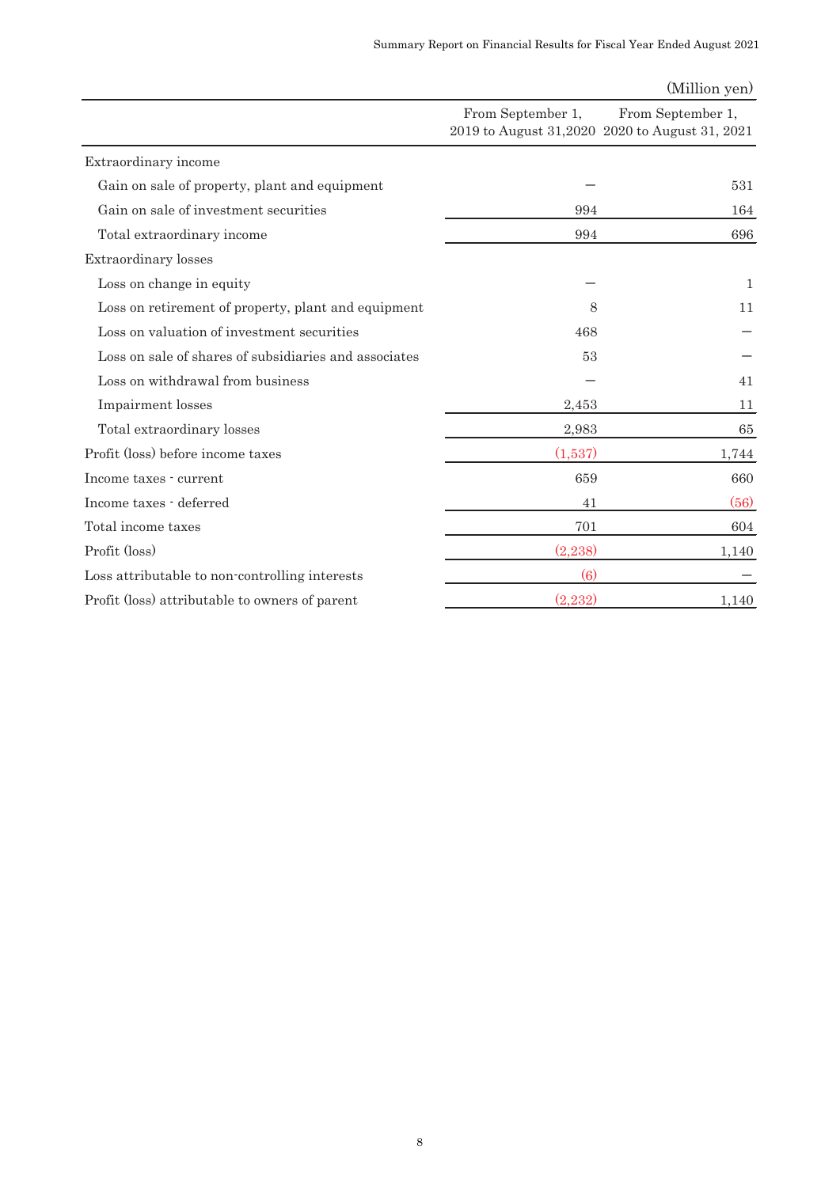(Million yen)

| | From September 1, 2019 to August 31,2020 | From September 1, 2020 to August 31, 2021 |
|---|---|---|
| Extraordinary income | | |
| Gain on sale of property, plant and equipment | − | 531 |
| Gain on sale of investment securities | 994 | 164 |
| Total extraordinary income | 994 | 696 |
| Extraordinary losses | | |
| Loss on change in equity | − | 1 |
| Loss on retirement of property, plant and equipment | 8 | 11 |
| Loss on valuation of investment securities | 468 | − |
| Loss on sale of shares of subsidiaries and associates | 53 | − |
| Loss on withdrawal from business | − | 41 |
| Impairment losses | 2,453 | 11 |
| Total extraordinary losses | 2,983 | 65 |
| Profit (loss) before income taxes | (1,537) | 1,744 |
| Income taxes - current | 659 | 660 |
| Income taxes - deferred | 41 | (56) |
| Total income taxes | 701 | 604 |
| Profit (loss) | (2,238) | 1,140 |
| Loss attributable to non-controlling interests | (6) | − |
| Profit (loss) attributable to owners of parent | (2,232) | 1,140 |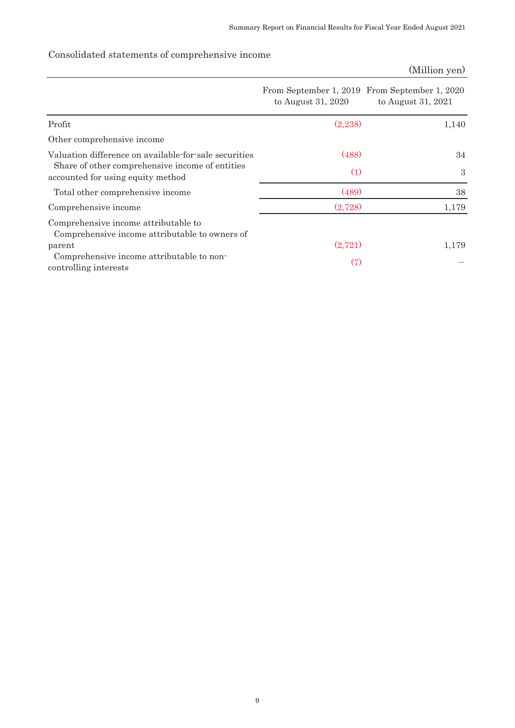## Consolidated statements of comprehensive income

(Million yen)

| | From September 1, 2019 to August 31, 2020 | From September 1, 2020 to August 31, 2021 |
|---|---|---|
| Profit | (2,238) | 1,140 |
| Other comprehensive income | | |
| Valuation difference on available-for-sale securities | (488) | 34 |
| Share of other comprehensive income of entities accounted for using equity method | (1) | 3 |
| Total other comprehensive income | (489) | 38 |
| Comprehensive income | (2,728) | 1,179 |
| Comprehensive income attributable to | | |
| Comprehensive income attributable to owners of parent | (2,721) | 1,179 |
| Comprehensive income attributable to non-controlling interests | (7) | — |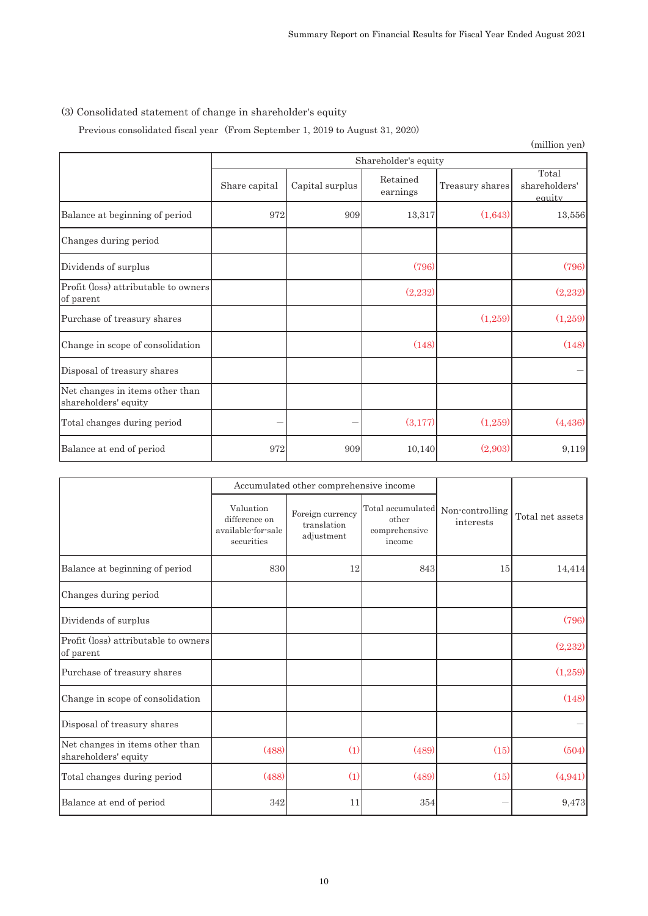## (3) Consolidated statement of change in shareholder's equity

Previous consolidated fiscal year（From September 1, 2019 to August 31, 2020）

(million yen)

| | Shareholder's equity | | | | |
|---|---|---|---|---|---|
| | Share capital | Capital surplus | Retained earnings | Treasury shares | Total shareholders' equity |
| Balance at beginning of period | 972 | 909 | 13,317 | (1,643) | 13,556 |
| Changes during period | | | | | |
| Dividends of surplus | | | (796) | | (796) |
| Profit (loss) attributable to owners of parent | | | (2,232) | | (2,232) |
| Purchase of treasury shares | | | | (1,259) | (1,259) |
| Change in scope of consolidation | | | (148) | | (148) |
| Disposal of treasury shares | | | | | — |
| Net changes in items other than shareholders' equity | | | | | |
| Total changes during period | — | — | (3,177) | (1,259) | (4,436) |
| Balance at end of period | 972 | 909 | 10,140 | (2,903) | 9,119 |

| | Accumulated other comprehensive income | | | Non-controlling interests | Total net assets |
|---|---|---|---|---|---|
| | Valuation difference on available-for-sale securities | Foreign currency translation adjustment | Total accumulated other comprehensive income | | |
| Balance at beginning of period | 830 | 12 | 843 | 15 | 14,414 |
| Changes during period | | | | | |
| Dividends of surplus | | | | | (796) |
| Profit (loss) attributable to owners of parent | | | | | (2,232) |
| Purchase of treasury shares | | | | | (1,259) |
| Change in scope of consolidation | | | | | (148) |
| Disposal of treasury shares | | | | | — |
| Net changes in items other than shareholders' equity | (488) | (1) | (489) | (15) | (504) |
| Total changes during period | (488) | (1) | (489) | (15) | (4,941) |
| Balance at end of period | 342 | 11 | 354 | — | 9,473 |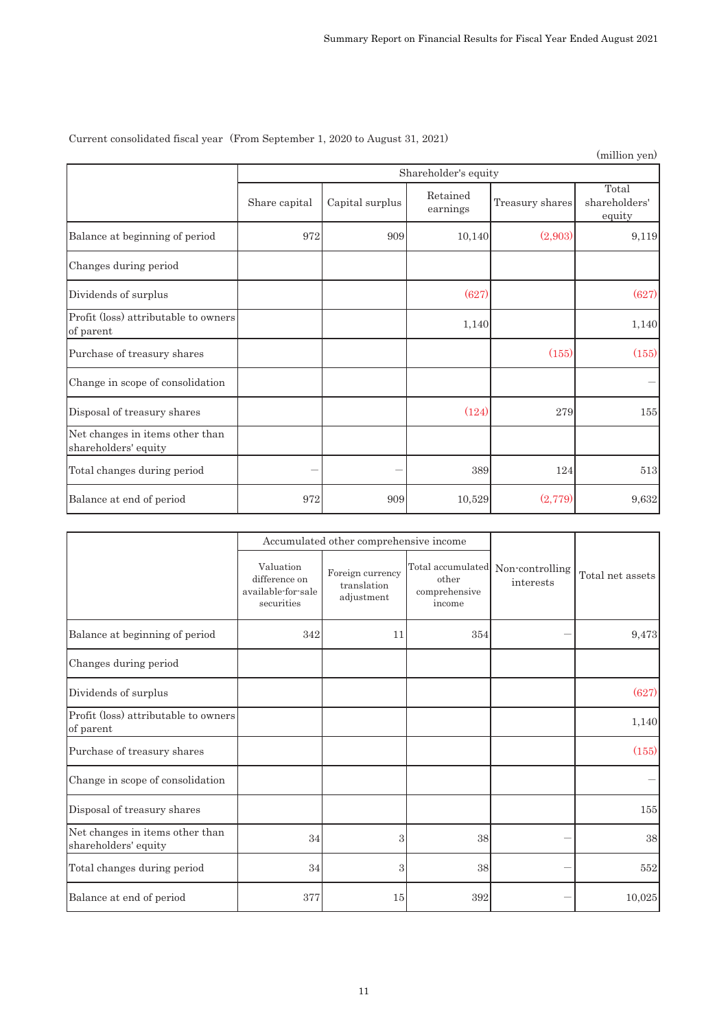Current consolidated fiscal year（From September 1, 2020 to August 31, 2021）

(million yen)

| | Shareholder's equity | | | | |
|---|---|---|---|---|---|
| | Share capital | Capital surplus | Retained earnings | Treasury shares | Total shareholders' equity |
| Balance at beginning of period | 972 | 909 | 10,140 | (2,903) | 9,119 |
| Changes during period | | | | | |
| Dividends of surplus | | | (627) | | (627) |
| Profit (loss) attributable to owners of parent | | | 1,140 | | 1,140 |
| Purchase of treasury shares | | | | (155) | (155) |
| Change in scope of consolidation | | | | | ― |
| Disposal of treasury shares | | | (124) | 279 | 155 |
| Net changes in items other than shareholders' equity | | | | | |
| Total changes during period | ― | ― | 389 | 124 | 513 |
| Balance at end of period | 972 | 909 | 10,529 | (2,779) | 9,632 |

| | Accumulated other comprehensive income | | | Non-controlling interests | Total net assets |
|---|---|---|---|---|---|
| | Valuation difference on available-for-sale securities | Foreign currency translation adjustment | Total accumulated other comprehensive income | | |
| Balance at beginning of period | 342 | 11 | 354 | ― | 9,473 |
| Changes during period | | | | | |
| Dividends of surplus | | | | | (627) |
| Profit (loss) attributable to owners of parent | | | | | 1,140 |
| Purchase of treasury shares | | | | | (155) |
| Change in scope of consolidation | | | | | ― |
| Disposal of treasury shares | | | | | 155 |
| Net changes in items other than shareholders' equity | 34 | 3 | 38 | ― | 38 |
| Total changes during period | 34 | 3 | 38 | ― | 552 |
| Balance at end of period | 377 | 15 | 392 | ― | 10,025 |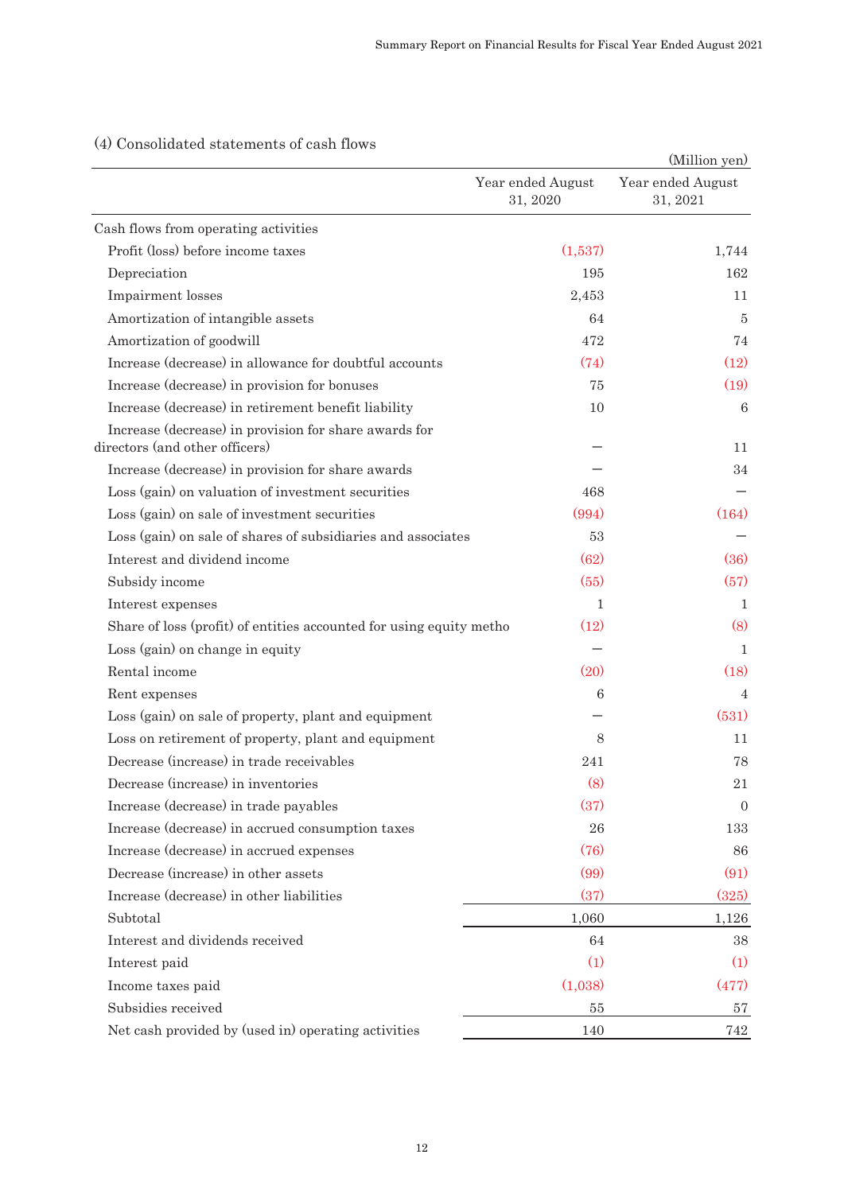### (4) Consolidated statements of cash flows

(Million yen)

| | Year ended August 31, 2020 | Year ended August 31, 2021 |
|---|---|---|
| Cash flows from operating activities | | |
| Profit (loss) before income taxes | (1,537) | 1,744 |
| Depreciation | 195 | 162 |
| Impairment losses | 2,453 | 11 |
| Amortization of intangible assets | 64 | 5 |
| Amortization of goodwill | 472 | 74 |
| Increase (decrease) in allowance for doubtful accounts | (74) | (12) |
| Increase (decrease) in provision for bonuses | 75 | (19) |
| Increase (decrease) in retirement benefit liability | 10 | 6 |
| Increase (decrease) in provision for share awards for directors (and other officers) | － | 11 |
| Increase (decrease) in provision for share awards | － | 34 |
| Loss (gain) on valuation of investment securities | 468 | － |
| Loss (gain) on sale of investment securities | (994) | (164) |
| Loss (gain) on sale of shares of subsidiaries and associates | 53 | － |
| Interest and dividend income | (62) | (36) |
| Subsidy income | (55) | (57) |
| Interest expenses | 1 | 1 |
| Share of loss (profit) of entities accounted for using equity metho | (12) | (8) |
| Loss (gain) on change in equity | － | 1 |
| Rental income | (20) | (18) |
| Rent expenses | 6 | 4 |
| Loss (gain) on sale of property, plant and equipment | － | (531) |
| Loss on retirement of property, plant and equipment | 8 | 11 |
| Decrease (increase) in trade receivables | 241 | 78 |
| Decrease (increase) in inventories | (8) | 21 |
| Increase (decrease) in trade payables | (37) | 0 |
| Increase (decrease) in accrued consumption taxes | 26 | 133 |
| Increase (decrease) in accrued expenses | (76) | 86 |
| Decrease (increase) in other assets | (99) | (91) |
| Increase (decrease) in other liabilities | (37) | (325) |
| Subtotal | 1,060 | 1,126 |
| Interest and dividends received | 64 | 38 |
| Interest paid | (1) | (1) |
| Income taxes paid | (1,038) | (477) |
| Subsidies received | 55 | 57 |
| Net cash provided by (used in) operating activities | 140 | 742 |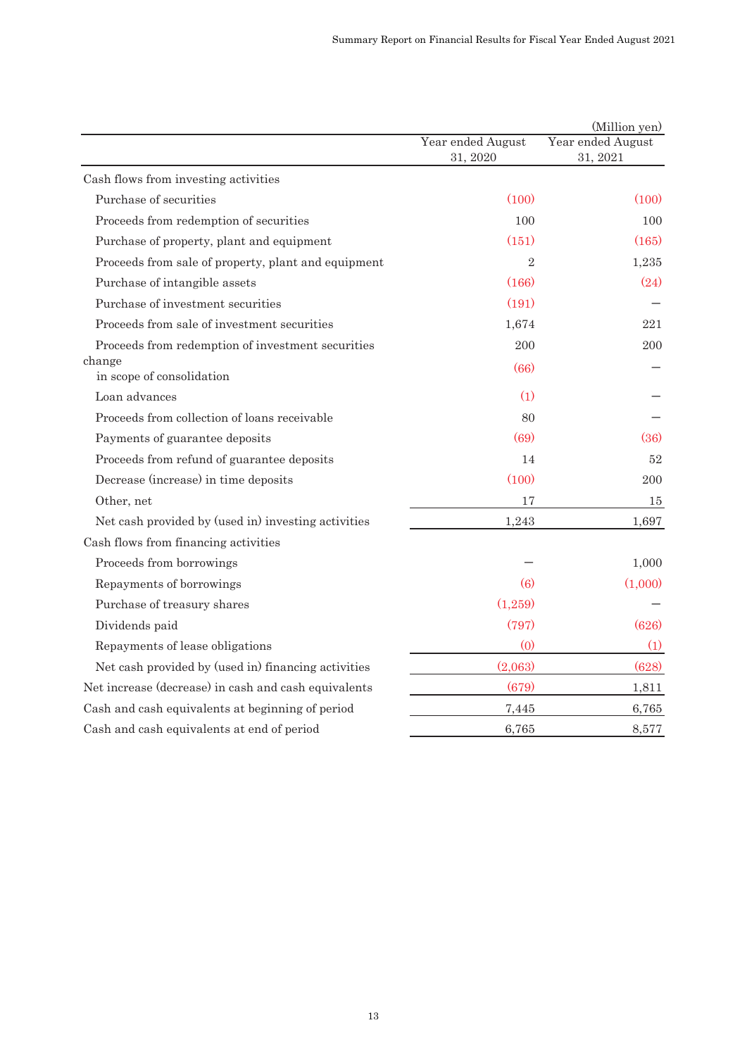(Million yen)

| | Year ended August 31, 2020 | Year ended August 31, 2021 |
|---|---|---|
| Cash flows from investing activities | | |
| Purchase of securities | (100) | (100) |
| Proceeds from redemption of securities | 100 | 100 |
| Purchase of property, plant and equipment | (151) | (165) |
| Proceeds from sale of property, plant and equipment | 2 | 1,235 |
| Purchase of intangible assets | (166) | (24) |
| Purchase of investment securities | (191) | － |
| Proceeds from sale of investment securities | 1,674 | 221 |
| Proceeds from redemption of investment securities | 200 | 200 |
| change in scope of consolidation | (66) | － |
| Loan advances | (1) | － |
| Proceeds from collection of loans receivable | 80 | － |
| Payments of guarantee deposits | (69) | (36) |
| Proceeds from refund of guarantee deposits | 14 | 52 |
| Decrease (increase) in time deposits | (100) | 200 |
| Other, net | 17 | 15 |
| Net cash provided by (used in) investing activities | 1,243 | 1,697 |
| Cash flows from financing activities | | |
| Proceeds from borrowings | － | 1,000 |
| Repayments of borrowings | (6) | (1,000) |
| Purchase of treasury shares | (1,259) | － |
| Dividends paid | (797) | (626) |
| Repayments of lease obligations | (0) | (1) |
| Net cash provided by (used in) financing activities | (2,063) | (628) |
| Net increase (decrease) in cash and cash equivalents | (679) | 1,811 |
| Cash and cash equivalents at beginning of period | 7,445 | 6,765 |
| Cash and cash equivalents at end of period | 6,765 | 8,577 |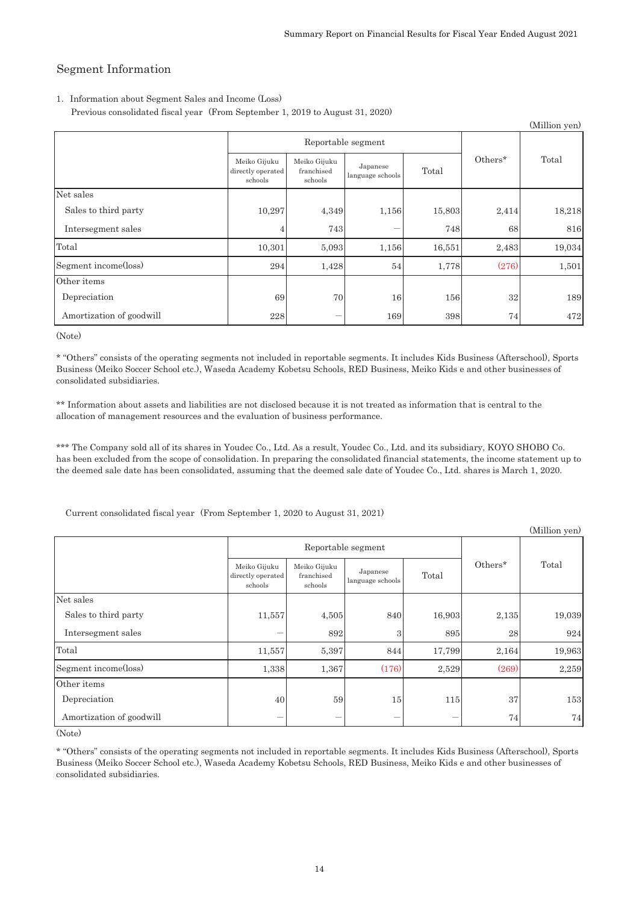## Segment Information

1. Information about Segment Sales and Income (Loss)

Previous consolidated fiscal year (From September 1, 2019 to August 31, 2020)

(Million yen)

| | Reportable segment | | | | Others* | Total |
|---|---|---|---|---|---|---|
| | Meiko Gijuku directly operated schools | Meiko Gijuku franchised schools | Japanese language schools | Total | | |
| Net sales | | | | | | |
| Sales to third party | 10,297 | 4,349 | 1,156 | 15,803 | 2,414 | 18,218 |
| Intersegment sales | 4 | 743 | — | 748 | 68 | 816 |
| Total | 10,301 | 5,093 | 1,156 | 16,551 | 2,483 | 19,034 |
| Segment income(loss) | 294 | 1,428 | 54 | 1,778 | (276) | 1,501 |
| Other items | | | | | | |
| Depreciation | 69 | 70 | 16 | 156 | 32 | 189 |
| Amortization of goodwill | 228 | — | 169 | 398 | 74 | 472 |

(Note)

* "Others" consists of the operating segments not included in reportable segments. It includes Kids Business (Afterschool), Sports Business (Meiko Soccer School etc.), Waseda Academy Kobetsu Schools, RED Business, Meiko Kids e and other businesses of consolidated subsidiaries.

** Information about assets and liabilities are not disclosed because it is not treated as information that is central to the allocation of management resources and the evaluation of business performance.

*** The Company sold all of its shares in Youdec Co., Ltd. As a result, Youdec Co., Ltd. and its subsidiary, KOYO SHOBO Co. has been excluded from the scope of consolidation. In preparing the consolidated financial statements, the income statement up to the deemed sale date has been consolidated, assuming that the deemed sale date of Youdec Co., Ltd. shares is March 1, 2020.

Current consolidated fiscal year (From September 1, 2020 to August 31, 2021)

(Million yen)

| | Reportable segment | | | | Others* | Total |
|---|---|---|---|---|---|---|
| | Meiko Gijuku directly operated schools | Meiko Gijuku franchised schools | Japanese language schools | Total | | |
| Net sales | | | | | | |
| Sales to third party | 11,557 | 4,505 | 840 | 16,903 | 2,135 | 19,039 |
| Intersegment sales | — | 892 | 3 | 895 | 28 | 924 |
| Total | 11,557 | 5,397 | 844 | 17,799 | 2,164 | 19,963 |
| Segment income(loss) | 1,338 | 1,367 | (176) | 2,529 | (269) | 2,259 |
| Other items | | | | | | |
| Depreciation | 40 | 59 | 15 | 115 | 37 | 153 |
| Amortization of goodwill | — | — | — | — | 74 | 74 |

(Note)

* "Others" consists of the operating segments not included in reportable segments. It includes Kids Business (Afterschool), Sports Business (Meiko Soccer School etc.), Waseda Academy Kobetsu Schools, RED Business, Meiko Kids e and other businesses of consolidated subsidiaries.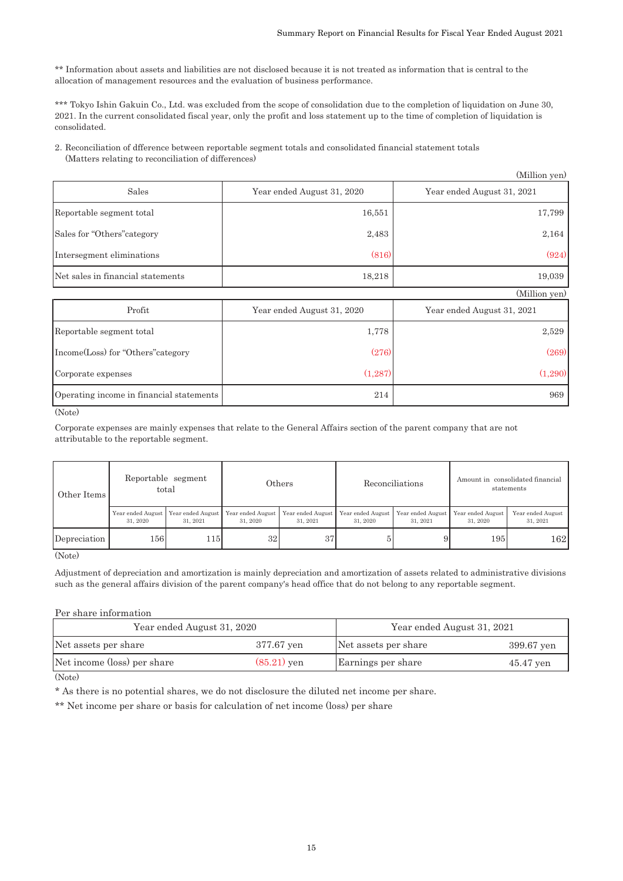** Information about assets and liabilities are not disclosed because it is not treated as information that is central to the allocation of management resources and the evaluation of business performance.

*** Tokyo Ishin Gakuin Co., Ltd. was excluded from the scope of consolidation due to the completion of liquidation on June 30, 2021. In the current consolidated fiscal year, only the profit and loss statement up to the time of completion of liquidation is consolidated.

2. Reconciliation of dfference between reportable segment totals and consolidated financial statement totals
(Matters relating to reconciliation of differences)

(Million yen)

| Sales | Year ended August 31, 2020 | Year ended August 31, 2021 |
|---|---|---|
| Reportable segment total | 16,551 | 17,799 |
| Sales for "Others"category | 2,483 | 2,164 |
| Intersegment eliminations | (816) | (924) |
| Net sales in financial statements | 18,218 | 19,039 |

(Million yen)

| Profit | Year ended August 31, 2020 | Year ended August 31, 2021 |
|---|---|---|
| Reportable segment total | 1,778 | 2,529 |
| Income(Loss) for "Others"category | (276) | (269) |
| Corporate expenses | (1,287) | (1,290) |
| Operating income in financial statements | 214 | 969 |

(Note)

Corporate expenses are mainly expenses that relate to the General Affairs section of the parent company that are not attributable to the reportable segment.

| Other Items | Reportable segment total | | Others | | Reconciliations | | Amount in consolidated financial statements | |
|---|---|---|---|---|---|---|---|---|
| | Year ended August 31, 2020 | Year ended August 31, 2021 | Year ended August 31, 2020 | Year ended August 31, 2021 | Year ended August 31, 2020 | Year ended August 31, 2021 | Year ended August 31, 2020 | Year ended August 31, 2021 |
| Depreciation | 156 | 115 | 32 | 37 | 5 | 9 | 195 | 162 |

(Note)

Adjustment of depreciation and amortization is mainly depreciation and amortization of assets related to administrative divisions such as the general affairs division of the parent company's head office that do not belong to any reportable segment.

Per share information

| Year ended August 31, 2020 | | Year ended August 31, 2021 | |
|---|---|---|---|
| Net assets per share | 377.67 yen | Net assets per share | 399.67 yen |
| Net income (loss) per share | (85.21) yen | Earnings per share | 45.47 yen |

(Note)

* As there is no potential shares, we do not disclosure the diluted net income per share.

** Net income per share or basis for calculation of net income (loss) per share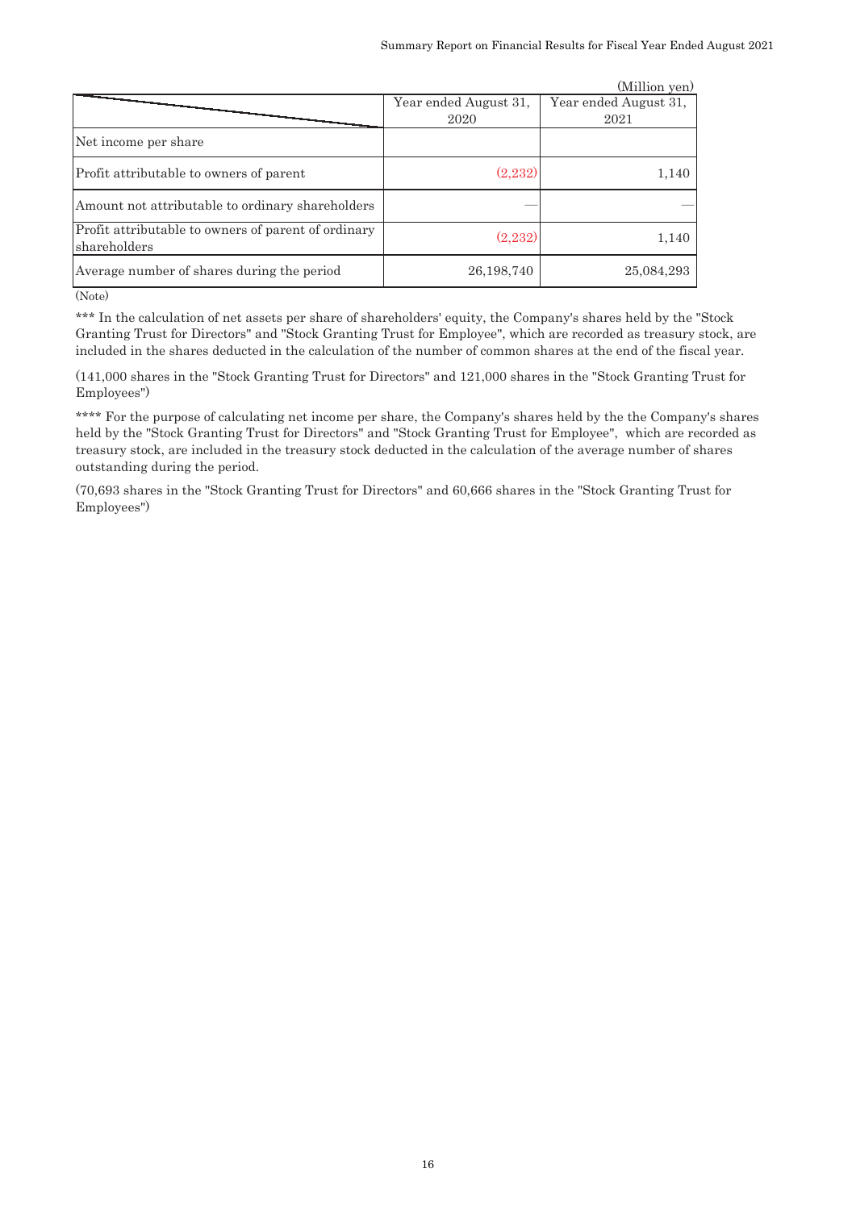(Million yen)

| | Year ended August 31, 2020 | Year ended August 31, 2021 |
|---|---|---|
| Net income per share | | |
| Profit attributable to owners of parent | (2,232) | 1,140 |
| Amount not attributable to ordinary shareholders | — | — |
| Profit attributable to owners of parent of ordinary shareholders | (2,232) | 1,140 |
| Average number of shares during the period | 26,198,740 | 25,084,293 |

(Note)

*** In the calculation of net assets per share of shareholders' equity, the Company's shares held by the "Stock Granting Trust for Directors" and "Stock Granting Trust for Employee", which are recorded as treasury stock, are included in the shares deducted in the calculation of the number of common shares at the end of the fiscal year.

(141,000 shares in the "Stock Granting Trust for Directors" and 121,000 shares in the "Stock Granting Trust for Employees")

**** For the purpose of calculating net income per share, the Company's shares held by the the Company's shares held by the "Stock Granting Trust for Directors" and "Stock Granting Trust for Employee", which are recorded as treasury stock, are included in the treasury stock deducted in the calculation of the average number of shares outstanding during the period.

(70,693 shares in the "Stock Granting Trust for Directors" and 60,666 shares in the "Stock Granting Trust for Employees")